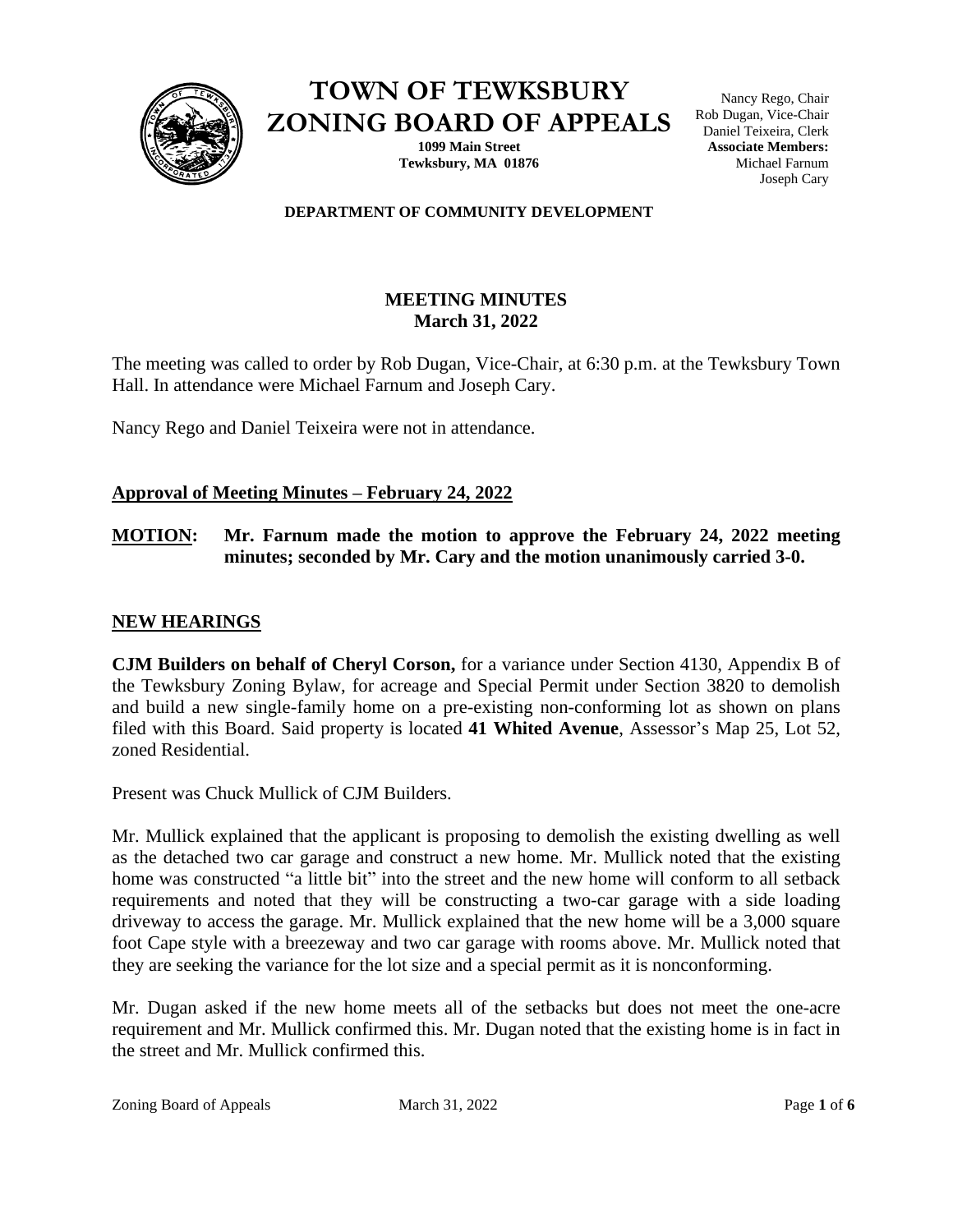# TOWN OF TEWKSBURY
# ZONING BOARD OF APPEALS

**1099 Main Street**
**Tewksbury, MA 01876**

Nancy Rego, Chair
Rob Dugan, Vice-Chair
Daniel Teixeira, Clerk
**Associate Members:**
Michael Farnum
Joseph Cary

**DEPARTMENT OF COMMUNITY DEVELOPMENT**

## MEETING MINUTES
## March 31, 2022

The meeting was called to order by Rob Dugan, Vice-Chair, at 6:30 p.m. at the Tewksbury Town Hall. In attendance were Michael Farnum and Joseph Cary.

Nancy Rego and Daniel Teixeira were not in attendance.

### Approval of Meeting Minutes – February 24, 2022

**MOTION: Mr. Farnum made the motion to approve the February 24, 2022 meeting minutes; seconded by Mr. Cary and the motion unanimously carried 3-0.**

### NEW HEARINGS

**CJM Builders on behalf of Cheryl Corson,** for a variance under Section 4130, Appendix B of the Tewksbury Zoning Bylaw, for acreage and Special Permit under Section 3820 to demolish and build a new single-family home on a pre-existing non-conforming lot as shown on plans filed with this Board. Said property is located **41 Whited Avenue**, Assessor's Map 25, Lot 52, zoned Residential.

Present was Chuck Mullick of CJM Builders.

Mr. Mullick explained that the applicant is proposing to demolish the existing dwelling as well as the detached two car garage and construct a new home. Mr. Mullick noted that the existing home was constructed "a little bit" into the street and the new home will conform to all setback requirements and noted that they will be constructing a two-car garage with a side loading driveway to access the garage. Mr. Mullick explained that the new home will be a 3,000 square foot Cape style with a breezeway and two car garage with rooms above. Mr. Mullick noted that they are seeking the variance for the lot size and a special permit as it is nonconforming.

Mr. Dugan asked if the new home meets all of the setbacks but does not meet the one-acre requirement and Mr. Mullick confirmed this. Mr. Dugan noted that the existing home is in fact in the street and Mr. Mullick confirmed this.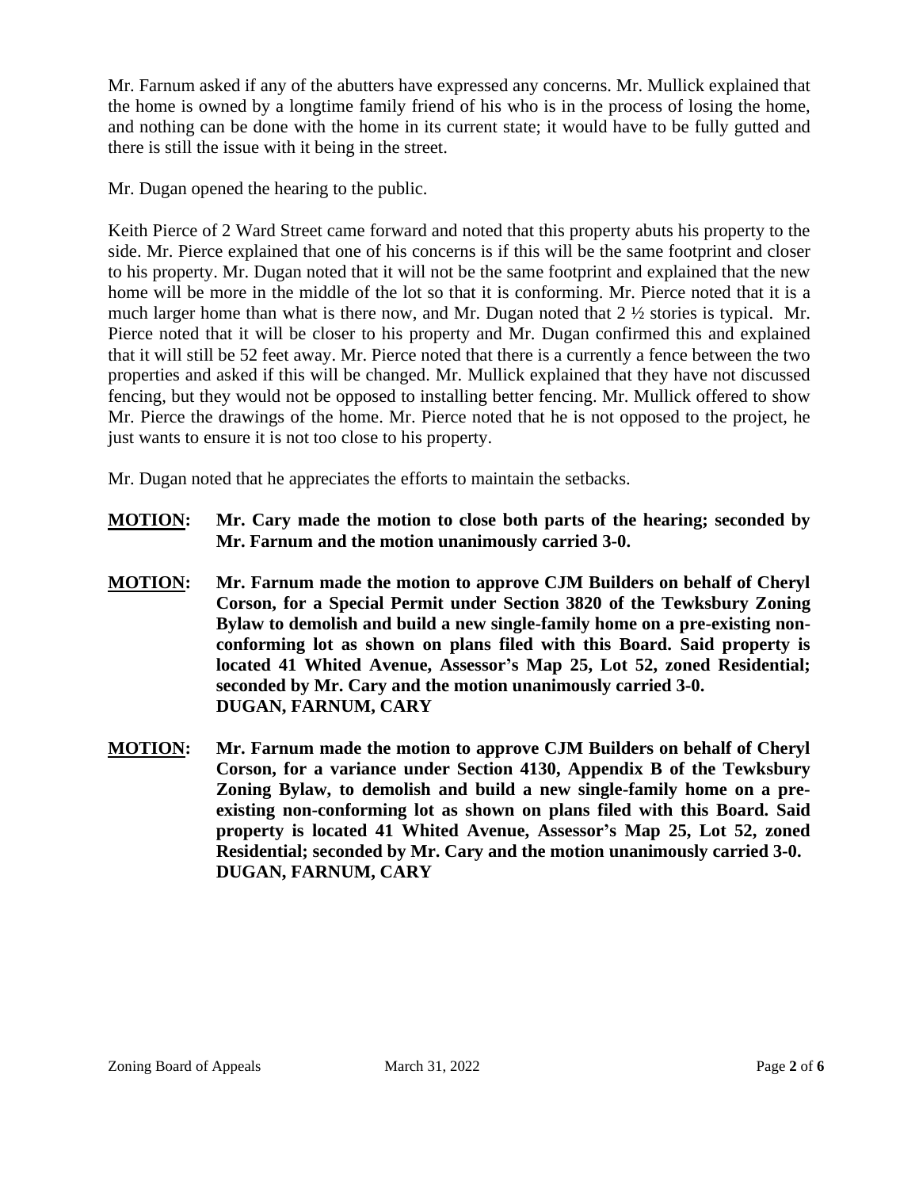Mr. Farnum asked if any of the abutters have expressed any concerns. Mr. Mullick explained that the home is owned by a longtime family friend of his who is in the process of losing the home, and nothing can be done with the home in its current state; it would have to be fully gutted and there is still the issue with it being in the street.

Mr. Dugan opened the hearing to the public.

Keith Pierce of 2 Ward Street came forward and noted that this property abuts his property to the side. Mr. Pierce explained that one of his concerns is if this will be the same footprint and closer to his property. Mr. Dugan noted that it will not be the same footprint and explained that the new home will be more in the middle of the lot so that it is conforming. Mr. Pierce noted that it is a much larger home than what is there now, and Mr. Dugan noted that 2 ½ stories is typical. Mr. Pierce noted that it will be closer to his property and Mr. Dugan confirmed this and explained that it will still be 52 feet away. Mr. Pierce noted that there is a currently a fence between the two properties and asked if this will be changed. Mr. Mullick explained that they have not discussed fencing, but they would not be opposed to installing better fencing. Mr. Mullick offered to show Mr. Pierce the drawings of the home. Mr. Pierce noted that he is not opposed to the project, he just wants to ensure it is not too close to his property.

Mr. Dugan noted that he appreciates the efforts to maintain the setbacks.

**MOTION: Mr. Cary made the motion to close both parts of the hearing; seconded by Mr. Farnum and the motion unanimously carried 3-0.**

**MOTION: Mr. Farnum made the motion to approve CJM Builders on behalf of Cheryl Corson, for a Special Permit under Section 3820 of the Tewksbury Zoning Bylaw to demolish and build a new single-family home on a pre-existing non-conforming lot as shown on plans filed with this Board. Said property is located 41 Whited Avenue, Assessor's Map 25, Lot 52, zoned Residential; seconded by Mr. Cary and the motion unanimously carried 3-0.**
**DUGAN, FARNUM, CARY**

**MOTION: Mr. Farnum made the motion to approve CJM Builders on behalf of Cheryl Corson, for a variance under Section 4130, Appendix B of the Tewksbury Zoning Bylaw, to demolish and build a new single-family home on a pre-existing non-conforming lot as shown on plans filed with this Board. Said property is located 41 Whited Avenue, Assessor's Map 25, Lot 52, zoned Residential; seconded by Mr. Cary and the motion unanimously carried 3-0.**
**DUGAN, FARNUM, CARY**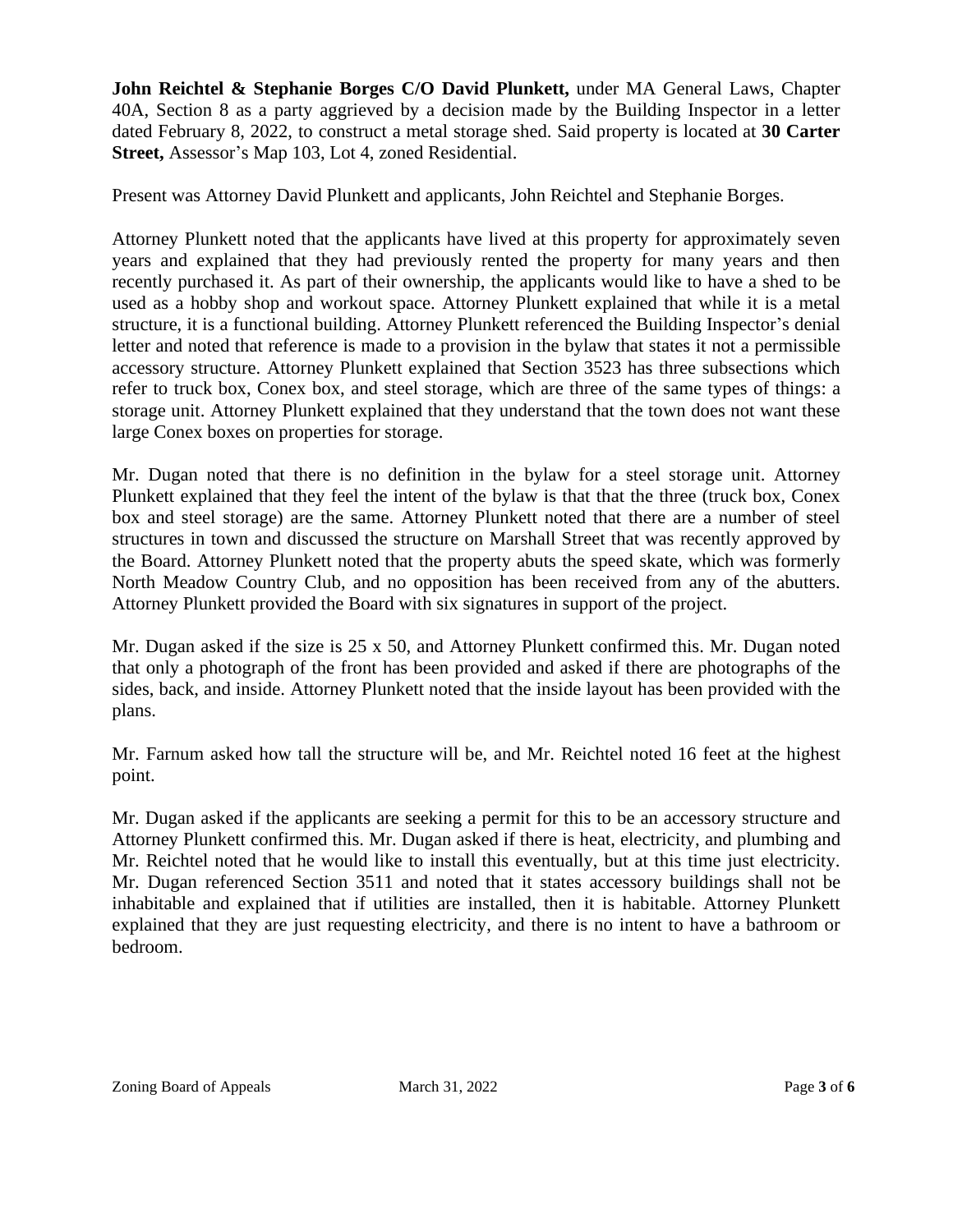**John Reichtel & Stephanie Borges C/O David Plunkett,** under MA General Laws, Chapter 40A, Section 8 as a party aggrieved by a decision made by the Building Inspector in a letter dated February 8, 2022, to construct a metal storage shed. Said property is located at **30 Carter Street,** Assessor's Map 103, Lot 4, zoned Residential.

Present was Attorney David Plunkett and applicants, John Reichtel and Stephanie Borges.

Attorney Plunkett noted that the applicants have lived at this property for approximately seven years and explained that they had previously rented the property for many years and then recently purchased it. As part of their ownership, the applicants would like to have a shed to be used as a hobby shop and workout space. Attorney Plunkett explained that while it is a metal structure, it is a functional building. Attorney Plunkett referenced the Building Inspector's denial letter and noted that reference is made to a provision in the bylaw that states it not a permissible accessory structure. Attorney Plunkett explained that Section 3523 has three subsections which refer to truck box, Conex box, and steel storage, which are three of the same types of things: a storage unit. Attorney Plunkett explained that they understand that the town does not want these large Conex boxes on properties for storage.

Mr. Dugan noted that there is no definition in the bylaw for a steel storage unit. Attorney Plunkett explained that they feel the intent of the bylaw is that that the three (truck box, Conex box and steel storage) are the same. Attorney Plunkett noted that there are a number of steel structures in town and discussed the structure on Marshall Street that was recently approved by the Board. Attorney Plunkett noted that the property abuts the speed skate, which was formerly North Meadow Country Club, and no opposition has been received from any of the abutters. Attorney Plunkett provided the Board with six signatures in support of the project.

Mr. Dugan asked if the size is 25 x 50, and Attorney Plunkett confirmed this. Mr. Dugan noted that only a photograph of the front has been provided and asked if there are photographs of the sides, back, and inside. Attorney Plunkett noted that the inside layout has been provided with the plans.

Mr. Farnum asked how tall the structure will be, and Mr. Reichtel noted 16 feet at the highest point.

Mr. Dugan asked if the applicants are seeking a permit for this to be an accessory structure and Attorney Plunkett confirmed this. Mr. Dugan asked if there is heat, electricity, and plumbing and Mr. Reichtel noted that he would like to install this eventually, but at this time just electricity. Mr. Dugan referenced Section 3511 and noted that it states accessory buildings shall not be inhabitable and explained that if utilities are installed, then it is habitable. Attorney Plunkett explained that they are just requesting electricity, and there is no intent to have a bathroom or bedroom.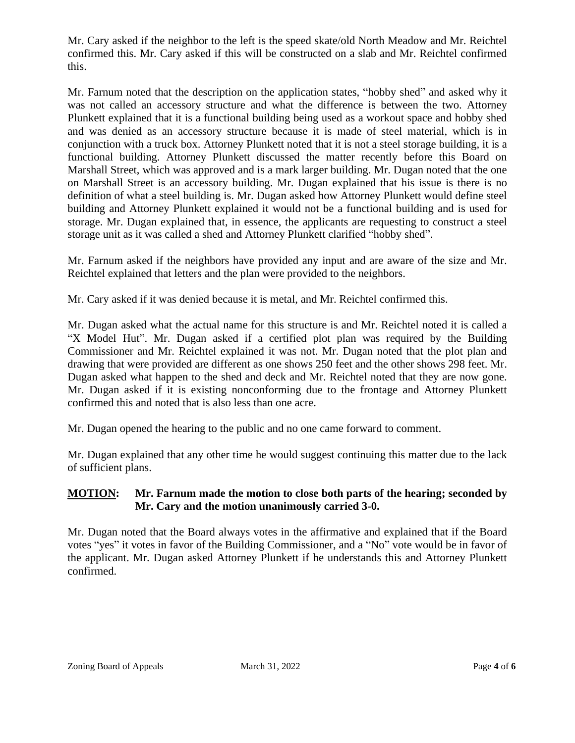Mr. Cary asked if the neighbor to the left is the speed skate/old North Meadow and Mr. Reichtel confirmed this. Mr. Cary asked if this will be constructed on a slab and Mr. Reichtel confirmed this.

Mr. Farnum noted that the description on the application states, "hobby shed" and asked why it was not called an accessory structure and what the difference is between the two. Attorney Plunkett explained that it is a functional building being used as a workout space and hobby shed and was denied as an accessory structure because it is made of steel material, which is in conjunction with a truck box. Attorney Plunkett noted that it is not a steel storage building, it is a functional building. Attorney Plunkett discussed the matter recently before this Board on Marshall Street, which was approved and is a mark larger building. Mr. Dugan noted that the one on Marshall Street is an accessory building. Mr. Dugan explained that his issue is there is no definition of what a steel building is. Mr. Dugan asked how Attorney Plunkett would define steel building and Attorney Plunkett explained it would not be a functional building and is used for storage. Mr. Dugan explained that, in essence, the applicants are requesting to construct a steel storage unit as it was called a shed and Attorney Plunkett clarified "hobby shed".

Mr. Farnum asked if the neighbors have provided any input and are aware of the size and Mr. Reichtel explained that letters and the plan were provided to the neighbors.

Mr. Cary asked if it was denied because it is metal, and Mr. Reichtel confirmed this.

Mr. Dugan asked what the actual name for this structure is and Mr. Reichtel noted it is called a "X Model Hut". Mr. Dugan asked if a certified plot plan was required by the Building Commissioner and Mr. Reichtel explained it was not. Mr. Dugan noted that the plot plan and drawing that were provided are different as one shows 250 feet and the other shows 298 feet. Mr. Dugan asked what happen to the shed and deck and Mr. Reichtel noted that they are now gone. Mr. Dugan asked if it is existing nonconforming due to the frontage and Attorney Plunkett confirmed this and noted that is also less than one acre.

Mr. Dugan opened the hearing to the public and no one came forward to comment.

Mr. Dugan explained that any other time he would suggest continuing this matter due to the lack of sufficient plans.

**MOTION:** **Mr. Farnum made the motion to close both parts of the hearing; seconded by Mr. Cary and the motion unanimously carried 3-0.**

Mr. Dugan noted that the Board always votes in the affirmative and explained that if the Board votes "yes" it votes in favor of the Building Commissioner, and a "No" vote would be in favor of the applicant. Mr. Dugan asked Attorney Plunkett if he understands this and Attorney Plunkett confirmed.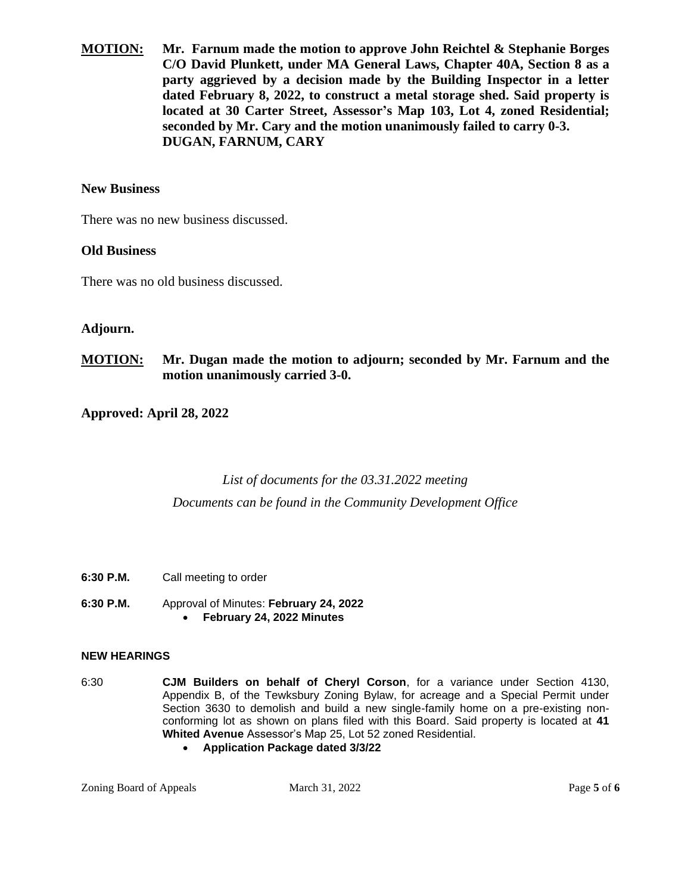**MOTION:** **Mr. Farnum made the motion to approve John Reichtel & Stephanie Borges C/O David Plunkett, under MA General Laws, Chapter 40A, Section 8 as a party aggrieved by a decision made by the Building Inspector in a letter dated February 8, 2022, to construct a metal storage shed. Said property is located at 30 Carter Street, Assessor's Map 103, Lot 4, zoned Residential; seconded by Mr. Cary and the motion unanimously failed to carry 0-3. DUGAN, FARNUM, CARY**

### New Business

There was no new business discussed.

### Old Business

There was no old business discussed.

### Adjourn.

**MOTION:** **Mr. Dugan made the motion to adjourn; seconded by Mr. Farnum and the motion unanimously carried 3-0.**

**Approved: April 28, 2022**

*List of documents for the 03.31.2022 meeting*

*Documents can be found in the Community Development Office*

**6:30 P.M.** Call meeting to order

**6:30 P.M.** Approval of Minutes: **February 24, 2022**

- **February 24, 2022 Minutes**

**NEW HEARINGS**

6:30 **CJM Builders on behalf of Cheryl Corson**, for a variance under Section 4130, Appendix B, of the Tewksbury Zoning Bylaw, for acreage and a Special Permit under Section 3630 to demolish and build a new single-family home on a pre-existing non-conforming lot as shown on plans filed with this Board. Said property is located at **41 Whited Avenue** Assessor's Map 25, Lot 52 zoned Residential.

- **Application Package dated 3/3/22**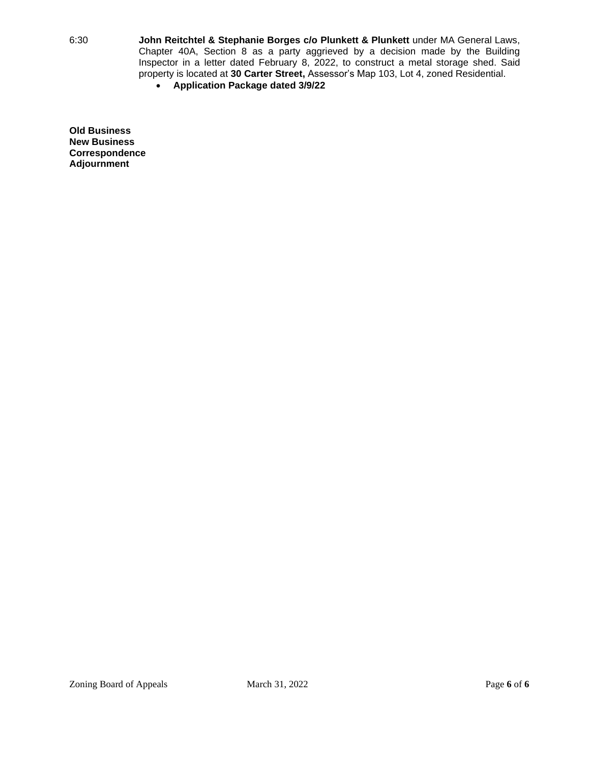6:30 **John Reitchtel & Stephanie Borges c/o Plunkett & Plunkett** under MA General Laws, Chapter 40A, Section 8 as a party aggrieved by a decision made by the Building Inspector in a letter dated February 8, 2022, to construct a metal storage shed. Said property is located at **30 Carter Street,** Assessor's Map 103, Lot 4, zoned Residential.

- **Application Package dated 3/9/22**

**Old Business**
**New Business**
**Correspondence**
**Adjournment**